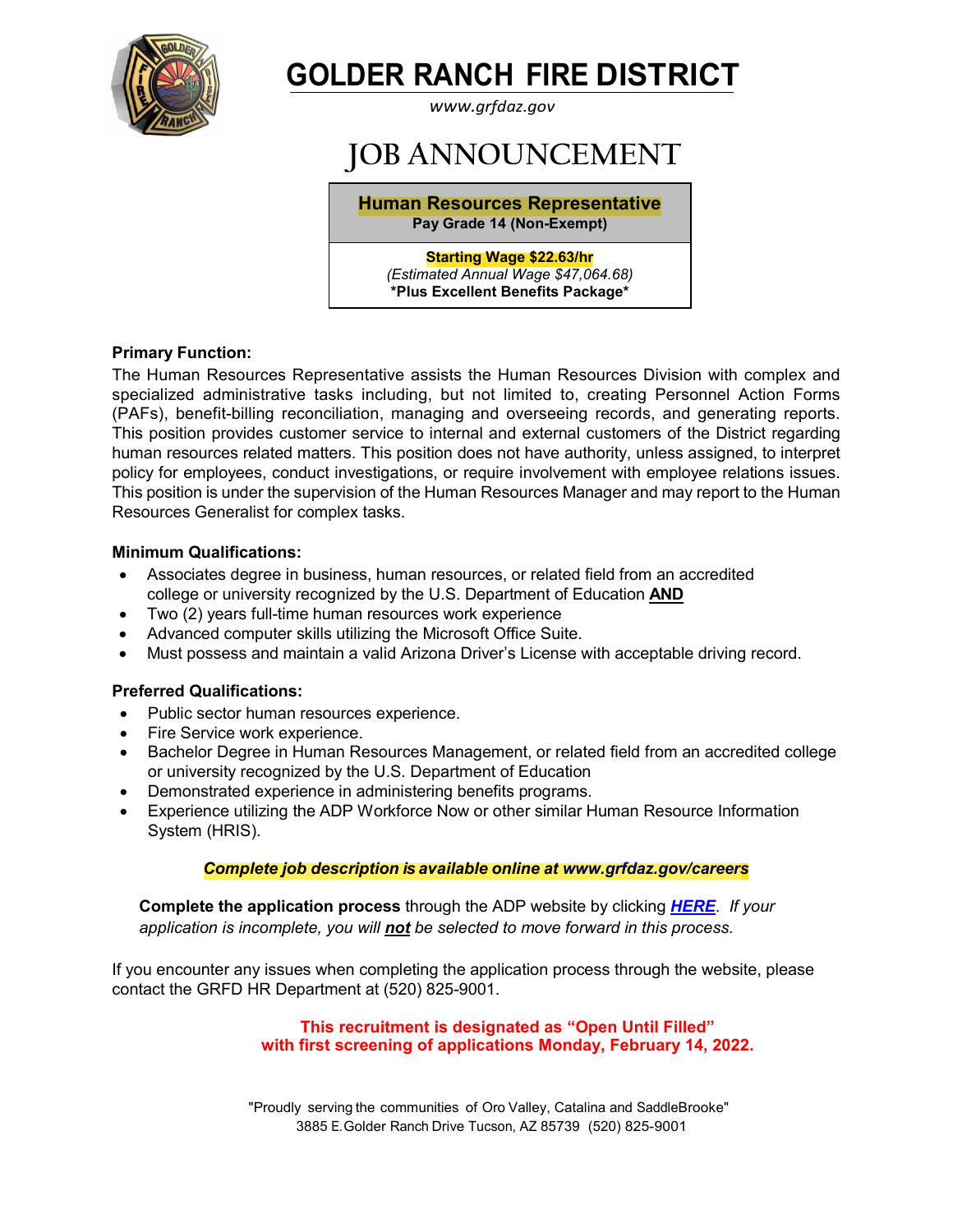# GOLDER RANCH FIRE DISTRICT

*www.grfdaz.gov*

# JOB ANNOUNCEMENT

**Human Resources Representative**
**Pay Grade 14 (Non-Exempt)**

**Starting Wage $22.63/hr**
*(Estimated Annual Wage $47,064.68)*
**\*Plus Excellent Benefits Package\***

**Primary Function:**

The Human Resources Representative assists the Human Resources Division with complex and specialized administrative tasks including, but not limited to, creating Personnel Action Forms (PAFs), benefit-billing reconciliation, managing and overseeing records, and generating reports. This position provides customer service to internal and external customers of the District regarding human resources related matters. This position does not have authority, unless assigned, to interpret policy for employees, conduct investigations, or require involvement with employee relations issues. This position is under the supervision of the Human Resources Manager and may report to the Human Resources Generalist for complex tasks.

**Minimum Qualifications:**

- Associates degree in business, human resources, or related field from an accredited college or university recognized by the U.S. Department of Education **AND**
- Two (2) years full-time human resources work experience
- Advanced computer skills utilizing the Microsoft Office Suite.
- Must possess and maintain a valid Arizona Driver's License with acceptable driving record.

**Preferred Qualifications:**

- Public sector human resources experience.
- Fire Service work experience.
- Bachelor Degree in Human Resources Management, or related field from an accredited college or university recognized by the U.S. Department of Education
- Demonstrated experience in administering benefits programs.
- Experience utilizing the ADP Workforce Now or other similar Human Resource Information System (HRIS).

***Complete job description is available online at www.grfdaz.gov/careers***

**Complete the application process** through the ADP website by clicking ***HERE***. *If your application is incomplete, you will **not** be selected to move forward in this process.*

If you encounter any issues when completing the application process through the website, please contact the GRFD HR Department at (520) 825-9001.

**This recruitment is designated as "Open Until Filled" with first screening of applications Monday, February 14, 2022.**

"Proudly serving the communities of Oro Valley, Catalina and SaddleBrooke"
3885 E. Golder Ranch Drive Tucson, AZ 85739 (520) 825-9001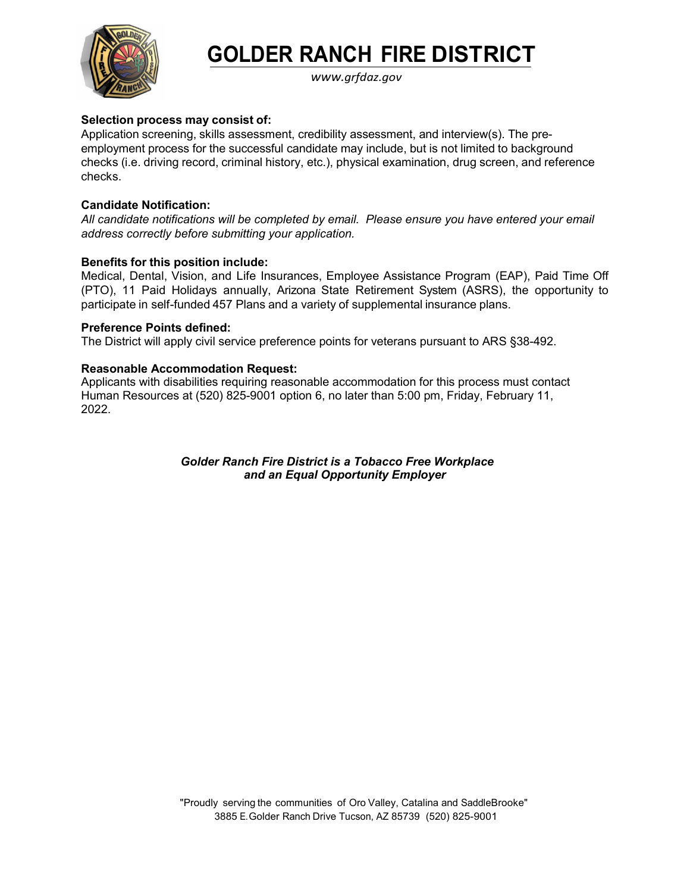**Selection process may consist of:**
Application screening, skills assessment, credibility assessment, and interview(s). The pre-employment process for the successful candidate may include, but is not limited to background checks (i.e. driving record, criminal history, etc.), physical examination, drug screen, and reference checks.

**Candidate Notification:**
*All candidate notifications will be completed by email. Please ensure you have entered your email address correctly before submitting your application.*

**Benefits for this position include:**
Medical, Dental, Vision, and Life Insurances, Employee Assistance Program (EAP), Paid Time Off (PTO), 11 Paid Holidays annually, Arizona State Retirement System (ASRS), the opportunity to participate in self-funded 457 Plans and a variety of supplemental insurance plans.

**Preference Points defined:**
The District will apply civil service preference points for veterans pursuant to ARS §38-492.

**Reasonable Accommodation Request:**
Applicants with disabilities requiring reasonable accommodation for this process must contact Human Resources at (520) 825-9001 option 6, no later than 5:00 pm, Friday, February 11, 2022.

***Golder Ranch Fire District is a Tobacco Free Workplace and an Equal Opportunity Employer***